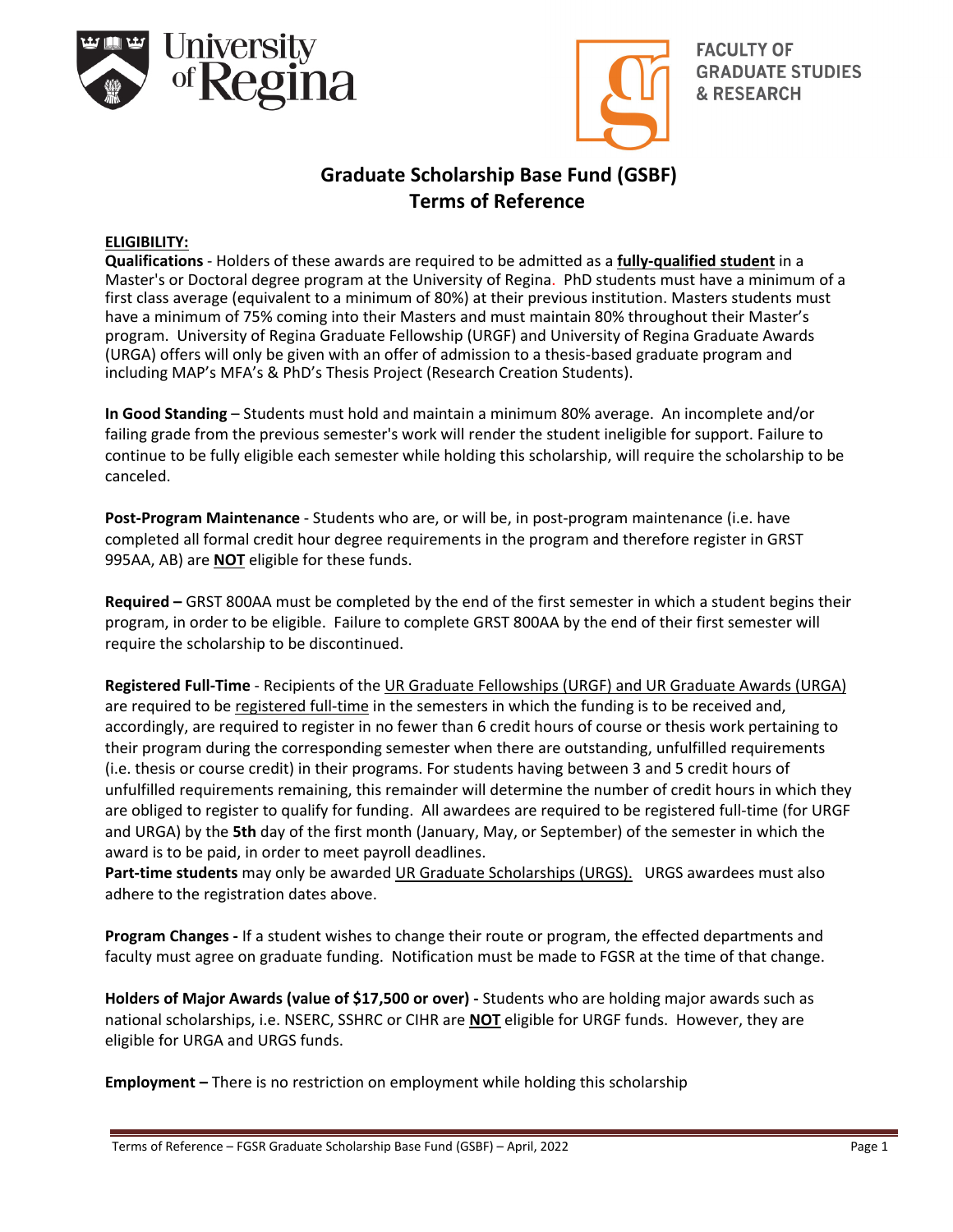University of Regina

FACULTY OF GRADUATE STUDIES & RESEARCH

# Graduate Scholarship Base Fund (GSBF)
# Terms of Reference

**ELIGIBILITY:**

**Qualifications** - Holders of these awards are required to be admitted as a **fully-qualified student** in a Master's or Doctoral degree program at the University of Regina. PhD students must have a minimum of a first class average (equivalent to a minimum of 80%) at their previous institution. Masters students must have a minimum of 75% coming into their Masters and must maintain 80% throughout their Master's program. University of Regina Graduate Fellowship (URGF) and University of Regina Graduate Awards (URGA) offers will only be given with an offer of admission to a thesis-based graduate program and including MAP's MFA's & PhD's Thesis Project (Research Creation Students).

**In Good Standing** – Students must hold and maintain a minimum 80% average. An incomplete and/or failing grade from the previous semester's work will render the student ineligible for support. Failure to continue to be fully eligible each semester while holding this scholarship, will require the scholarship to be canceled.

**Post-Program Maintenance** - Students who are, or will be, in post-program maintenance (i.e. have completed all formal credit hour degree requirements in the program and therefore register in GRST 995AA, AB) are **NOT** eligible for these funds.

**Required –** GRST 800AA must be completed by the end of the first semester in which a student begins their program, in order to be eligible. Failure to complete GRST 800AA by the end of their first semester will require the scholarship to be discontinued.

**Registered Full-Time** - Recipients of the UR Graduate Fellowships (URGF) and UR Graduate Awards (URGA) are required to be registered full-time in the semesters in which the funding is to be received and, accordingly, are required to register in no fewer than 6 credit hours of course or thesis work pertaining to their program during the corresponding semester when there are outstanding, unfulfilled requirements (i.e. thesis or course credit) in their programs. For students having between 3 and 5 credit hours of unfulfilled requirements remaining, this remainder will determine the number of credit hours in which they are obliged to register to qualify for funding. All awardees are required to be registered full-time (for URGF and URGA) by the **5th** day of the first month (January, May, or September) of the semester in which the award is to be paid, in order to meet payroll deadlines.

**Part-time students** may only be awarded UR Graduate Scholarships (URGS). URGS awardees must also adhere to the registration dates above.

**Program Changes -** If a student wishes to change their route or program, the effected departments and faculty must agree on graduate funding. Notification must be made to FGSR at the time of that change.

**Holders of Major Awards (value of $17,500 or over) -** Students who are holding major awards such as national scholarships, i.e. NSERC, SSHRC or CIHR are **NOT** eligible for URGF funds. However, they are eligible for URGA and URGS funds.

**Employment –** There is no restriction on employment while holding this scholarship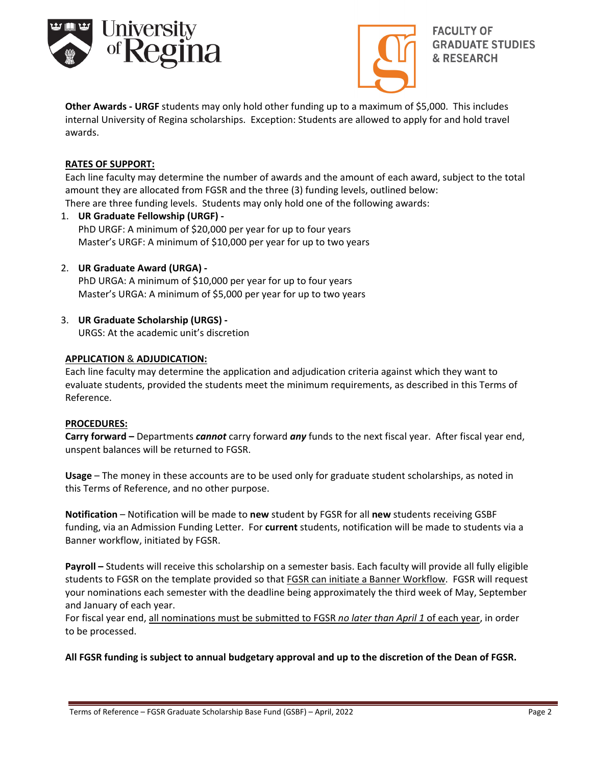**Other Awards - URGF** students may only hold other funding up to a maximum of $5,000. This includes internal University of Regina scholarships. Exception: Students are allowed to apply for and hold travel awards.

**RATES OF SUPPORT:**

Each line faculty may determine the number of awards and the amount of each award, subject to the total amount they are allocated from FGSR and the three (3) funding levels, outlined below:
There are three funding levels. Students may only hold one of the following awards:

1. **UR Graduate Fellowship (URGF) -**
   PhD URGF: A minimum of $20,000 per year for up to four years
   Master's URGF: A minimum of $10,000 per year for up to two years

2. **UR Graduate Award (URGA) -**
   PhD URGA: A minimum of $10,000 per year for up to four years
   Master's URGA: A minimum of $5,000 per year for up to two years

3. **UR Graduate Scholarship (URGS) -**
   URGS: At the academic unit's discretion

**APPLICATION & ADJUDICATION:**

Each line faculty may determine the application and adjudication criteria against which they want to evaluate students, provided the students meet the minimum requirements, as described in this Terms of Reference.

**PROCEDURES:**

**Carry forward –** Departments ***cannot*** carry forward ***any*** funds to the next fiscal year. After fiscal year end, unspent balances will be returned to FGSR.

**Usage** – The money in these accounts are to be used only for graduate student scholarships, as noted in this Terms of Reference, and no other purpose.

**Notification** – Notification will be made to **new** student by FGSR for all **new** students receiving GSBF funding, via an Admission Funding Letter. For **current** students, notification will be made to students via a Banner workflow, initiated by FGSR.

**Payroll –** Students will receive this scholarship on a semester basis. Each faculty will provide all fully eligible students to FGSR on the template provided so that FGSR can initiate a Banner Workflow. FGSR will request your nominations each semester with the deadline being approximately the third week of May, September and January of each year.
For fiscal year end, all nominations must be submitted to FGSR *no later than April 1* of each year, in order to be processed.

**All FGSR funding is subject to annual budgetary approval and up to the discretion of the Dean of FGSR.**